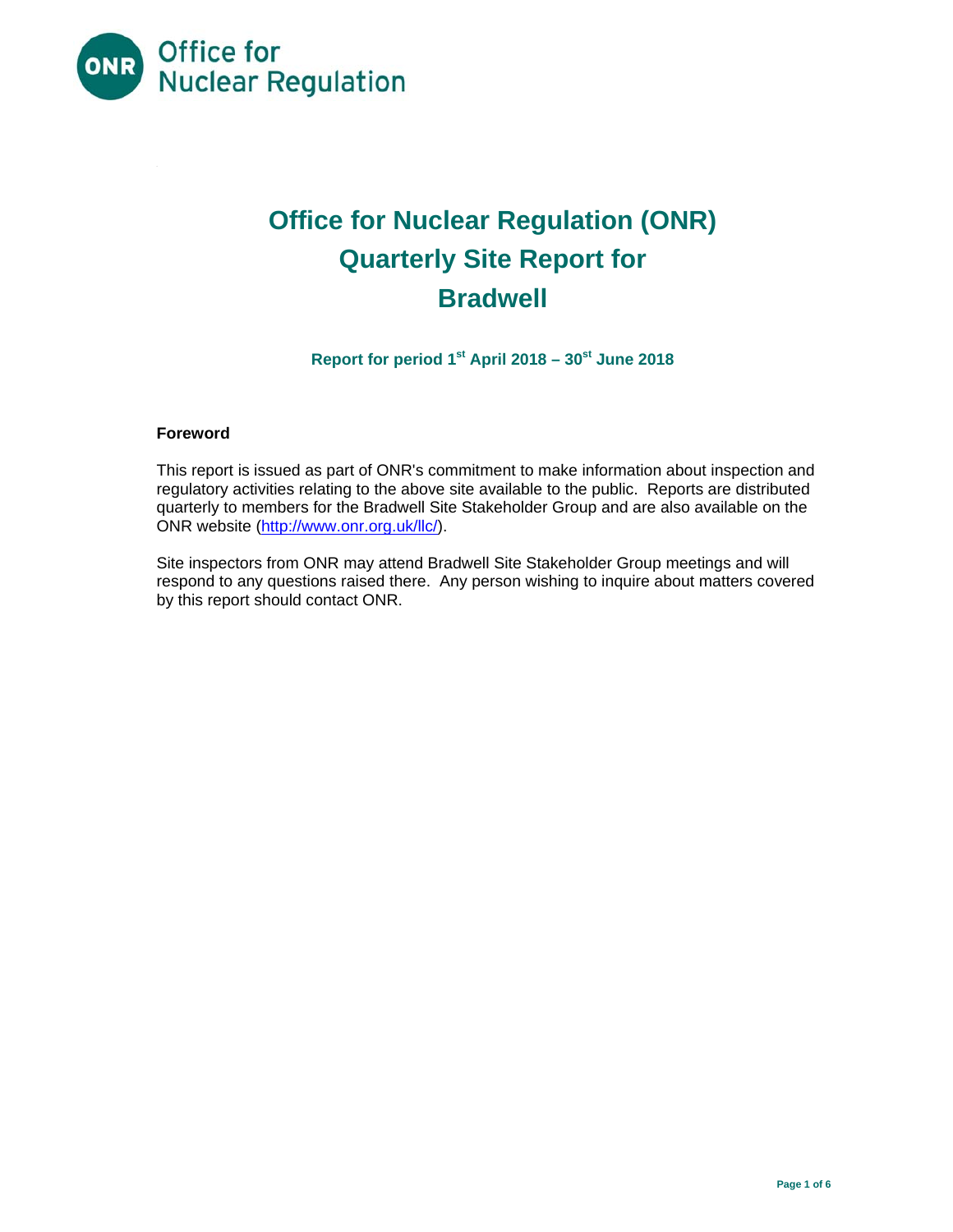Office for Nuclear Regulation

# Office for Nuclear Regulation (ONR) Quarterly Site Report for Bradwell

### Report for period 1st April 2018 – 30th June 2018

**Foreword**

This report is issued as part of ONR's commitment to make information about inspection and regulatory activities relating to the above site available to the public. Reports are distributed quarterly to members for the Bradwell Site Stakeholder Group and are also available on the ONR website (http://www.onr.org.uk/llc/).

Site inspectors from ONR may attend Bradwell Site Stakeholder Group meetings and will respond to any questions raised there. Any person wishing to inquire about matters covered by this report should contact ONR.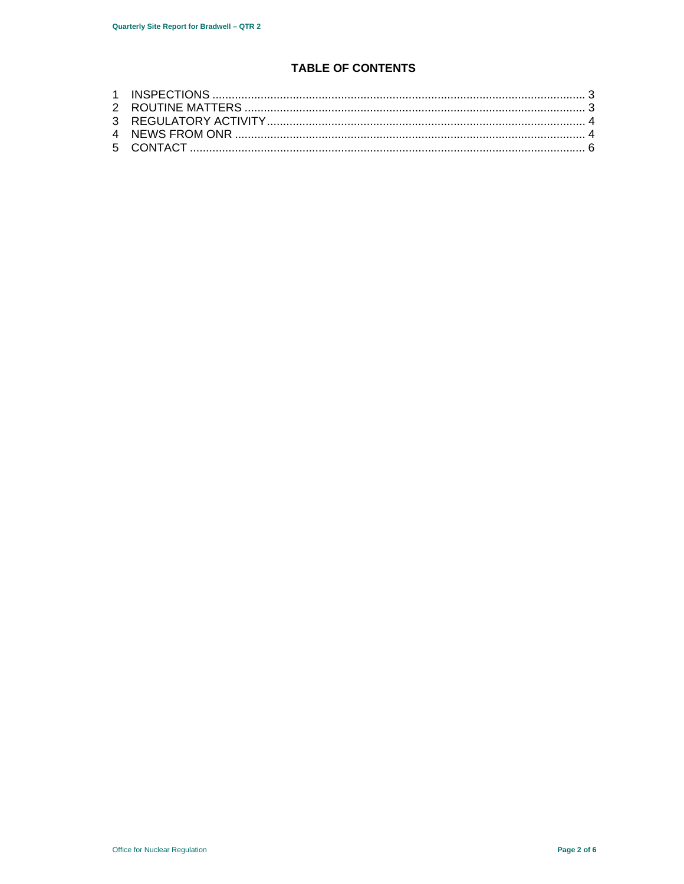# TABLE OF CONTENTS

1 INSPECTIONS ........................................................................................................ 3
2 ROUTINE MATTERS ............................................................................................... 3
3 REGULATORY ACTIVITY ......................................................................................... 4
4 NEWS FROM ONR ................................................................................................... 4
5 CONTACT ................................................................................................................. 6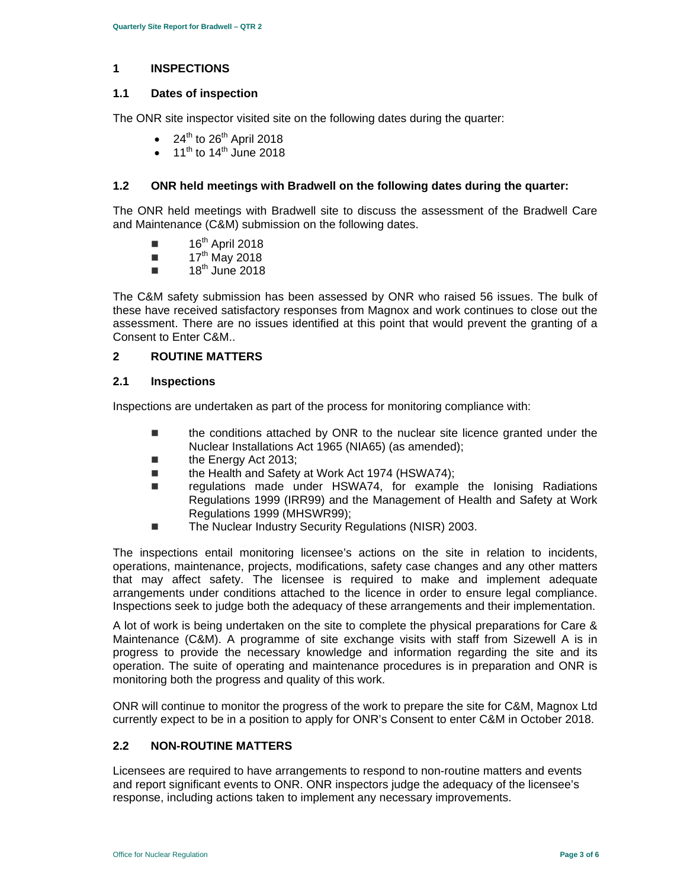## 1 INSPECTIONS

### 1.1 Dates of inspection

The ONR site inspector visited site on the following dates during the quarter:

- 24th to 26th April 2018
- 11th to 14th June 2018

### 1.2 ONR held meetings with Bradwell on the following dates during the quarter:

The ONR held meetings with Bradwell site to discuss the assessment of the Bradwell Care and Maintenance (C&M) submission on the following dates.

- 16th April 2018
- 17th May 2018
- 18th June 2018

The C&M safety submission has been assessed by ONR who raised 56 issues. The bulk of these have received satisfactory responses from Magnox and work continues to close out the assessment. There are no issues identified at this point that would prevent the granting of a Consent to Enter C&M..

## 2 ROUTINE MATTERS

### 2.1 Inspections

Inspections are undertaken as part of the process for monitoring compliance with:

- the conditions attached by ONR to the nuclear site licence granted under the Nuclear Installations Act 1965 (NIA65) (as amended);
- the Energy Act 2013;
- the Health and Safety at Work Act 1974 (HSWA74);
- regulations made under HSWA74, for example the Ionising Radiations Regulations 1999 (IRR99) and the Management of Health and Safety at Work Regulations 1999 (MHSWR99);
- The Nuclear Industry Security Regulations (NISR) 2003.

The inspections entail monitoring licensee's actions on the site in relation to incidents, operations, maintenance, projects, modifications, safety case changes and any other matters that may affect safety. The licensee is required to make and implement adequate arrangements under conditions attached to the licence in order to ensure legal compliance. Inspections seek to judge both the adequacy of these arrangements and their implementation.

A lot of work is being undertaken on the site to complete the physical preparations for Care & Maintenance (C&M). A programme of site exchange visits with staff from Sizewell A is in progress to provide the necessary knowledge and information regarding the site and its operation. The suite of operating and maintenance procedures is in preparation and ONR is monitoring both the progress and quality of this work.

ONR will continue to monitor the progress of the work to prepare the site for C&M, Magnox Ltd currently expect to be in a position to apply for ONR's Consent to enter C&M in October 2018.

### 2.2 NON-ROUTINE MATTERS

Licensees are required to have arrangements to respond to non-routine matters and events and report significant events to ONR. ONR inspectors judge the adequacy of the licensee's response, including actions taken to implement any necessary improvements.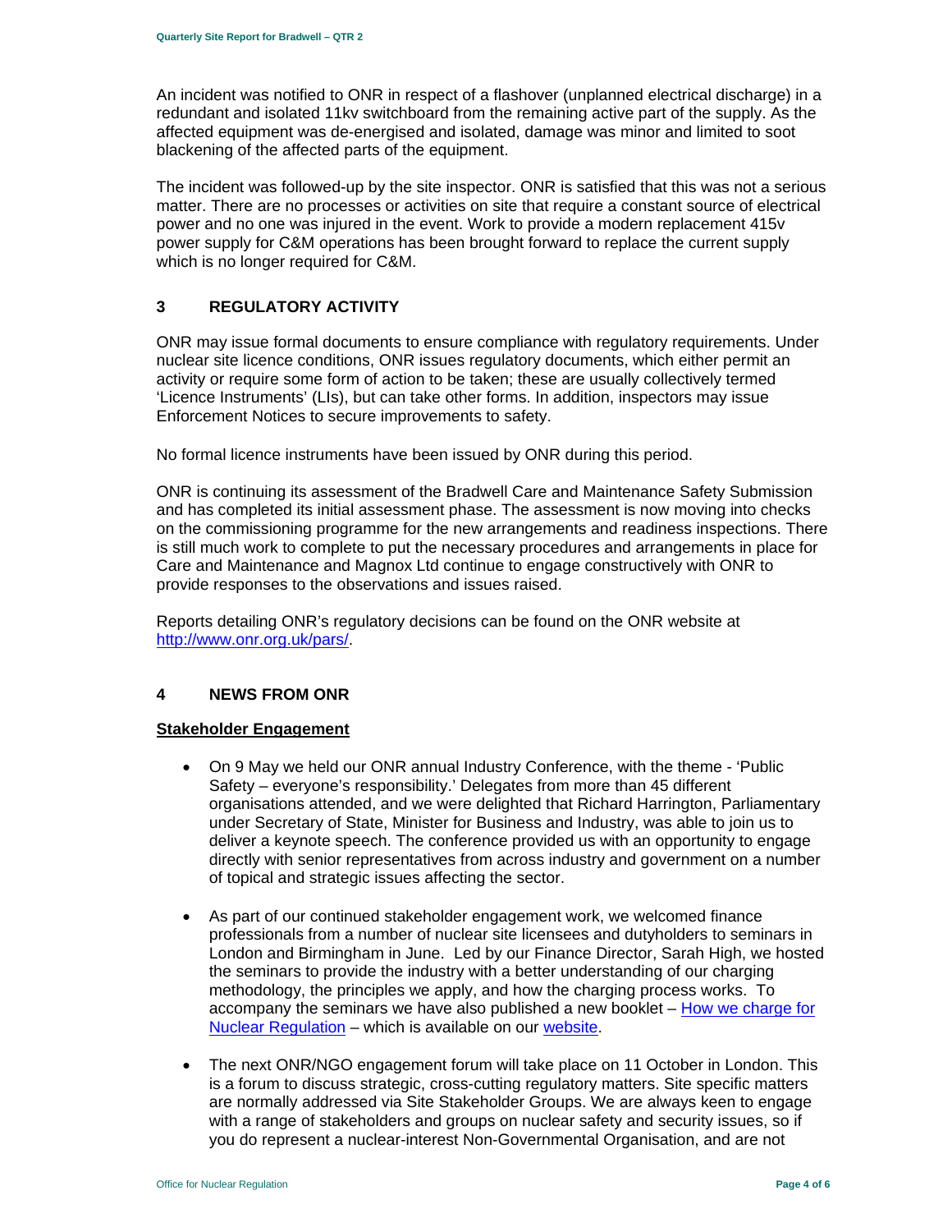An incident was notified to ONR in respect of a flashover (unplanned electrical discharge) in a redundant and isolated 11kv switchboard from the remaining active part of the supply. As the affected equipment was de-energised and isolated, damage was minor and limited to soot blackening of the affected parts of the equipment.

The incident was followed-up by the site inspector. ONR is satisfied that this was not a serious matter. There are no processes or activities on site that require a constant source of electrical power and no one was injured in the event. Work to provide a modern replacement 415v power supply for C&M operations has been brought forward to replace the current supply which is no longer required for C&M.

## 3 REGULATORY ACTIVITY

ONR may issue formal documents to ensure compliance with regulatory requirements. Under nuclear site licence conditions, ONR issues regulatory documents, which either permit an activity or require some form of action to be taken; these are usually collectively termed 'Licence Instruments' (LIs), but can take other forms. In addition, inspectors may issue Enforcement Notices to secure improvements to safety.

No formal licence instruments have been issued by ONR during this period.

ONR is continuing its assessment of the Bradwell Care and Maintenance Safety Submission and has completed its initial assessment phase. The assessment is now moving into checks on the commissioning programme for the new arrangements and readiness inspections. There is still much work to complete to put the necessary procedures and arrangements in place for Care and Maintenance and Magnox Ltd continue to engage constructively with ONR to provide responses to the observations and issues raised.

Reports detailing ONR's regulatory decisions can be found on the ONR website at [http://www.onr.org.uk/pars/](http://www.onr.org.uk/pars/).

## 4 NEWS FROM ONR

**Stakeholder Engagement**

- On 9 May we held our ONR annual Industry Conference, with the theme - 'Public Safety – everyone's responsibility.' Delegates from more than 45 different organisations attended, and we were delighted that Richard Harrington, Parliamentary under Secretary of State, Minister for Business and Industry, was able to join us to deliver a keynote speech. The conference provided us with an opportunity to engage directly with senior representatives from across industry and government on a number of topical and strategic issues affecting the sector.

- As part of our continued stakeholder engagement work, we welcomed finance professionals from a number of nuclear site licensees and dutyholders to seminars in London and Birmingham in June. Led by our Finance Director, Sarah High, we hosted the seminars to provide the industry with a better understanding of our charging methodology, the principles we apply, and how the charging process works. To accompany the seminars we have also published a new booklet – How we charge for Nuclear Regulation – which is available on our website.

- The next ONR/NGO engagement forum will take place on 11 October in London. This is a forum to discuss strategic, cross-cutting regulatory matters. Site specific matters are normally addressed via Site Stakeholder Groups. We are always keen to engage with a range of stakeholders and groups on nuclear safety and security issues, so if you do represent a nuclear-interest Non-Governmental Organisation, and are not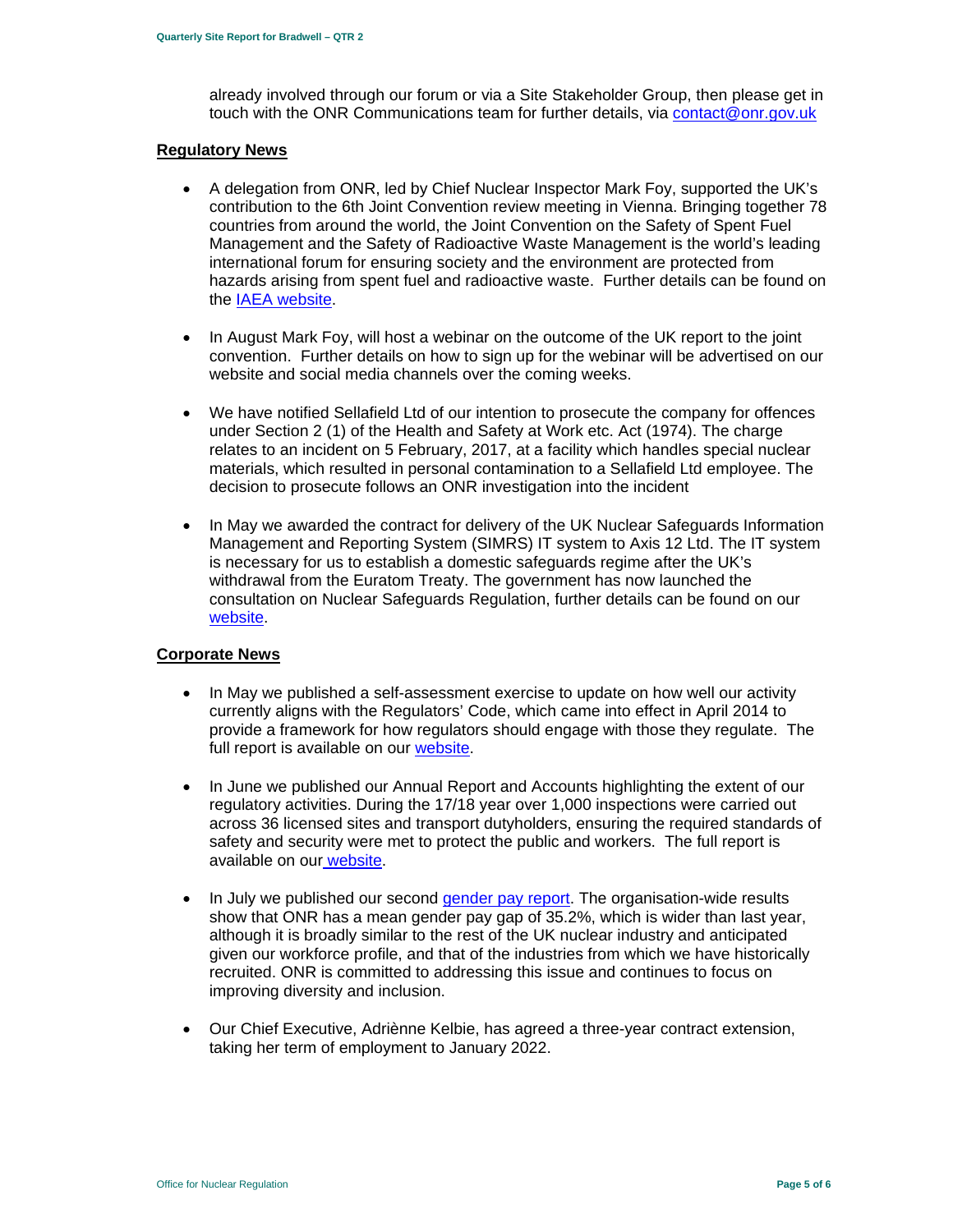already involved through our forum or via a Site Stakeholder Group, then please get in touch with the ONR Communications team for further details, via contact@onr.gov.uk

## Regulatory News

- A delegation from ONR, led by Chief Nuclear Inspector Mark Foy, supported the UK's contribution to the 6th Joint Convention review meeting in Vienna. Bringing together 78 countries from around the world, the Joint Convention on the Safety of Spent Fuel Management and the Safety of Radioactive Waste Management is the world's leading international forum for ensuring society and the environment are protected from hazards arising from spent fuel and radioactive waste. Further details can be found on the IAEA website.

- In August Mark Foy, will host a webinar on the outcome of the UK report to the joint convention. Further details on how to sign up for the webinar will be advertised on our website and social media channels over the coming weeks.

- We have notified Sellafield Ltd of our intention to prosecute the company for offences under Section 2 (1) of the Health and Safety at Work etc. Act (1974). The charge relates to an incident on 5 February, 2017, at a facility which handles special nuclear materials, which resulted in personal contamination to a Sellafield Ltd employee. The decision to prosecute follows an ONR investigation into the incident

- In May we awarded the contract for delivery of the UK Nuclear Safeguards Information Management and Reporting System (SIMRS) IT system to Axis 12 Ltd. The IT system is necessary for us to establish a domestic safeguards regime after the UK's withdrawal from the Euratom Treaty. The government has now launched the consultation on Nuclear Safeguards Regulation, further details can be found on our website.

## Corporate News

- In May we published a self-assessment exercise to update on how well our activity currently aligns with the Regulators' Code, which came into effect in April 2014 to provide a framework for how regulators should engage with those they regulate. The full report is available on our website.

- In June we published our Annual Report and Accounts highlighting the extent of our regulatory activities. During the 17/18 year over 1,000 inspections were carried out across 36 licensed sites and transport dutyholders, ensuring the required standards of safety and security were met to protect the public and workers. The full report is available on our website.

- In July we published our second gender pay report. The organisation-wide results show that ONR has a mean gender pay gap of 35.2%, which is wider than last year, although it is broadly similar to the rest of the UK nuclear industry and anticipated given our workforce profile, and that of the industries from which we have historically recruited. ONR is committed to addressing this issue and continues to focus on improving diversity and inclusion.

- Our Chief Executive, Adriènne Kelbie, has agreed a three-year contract extension, taking her term of employment to January 2022.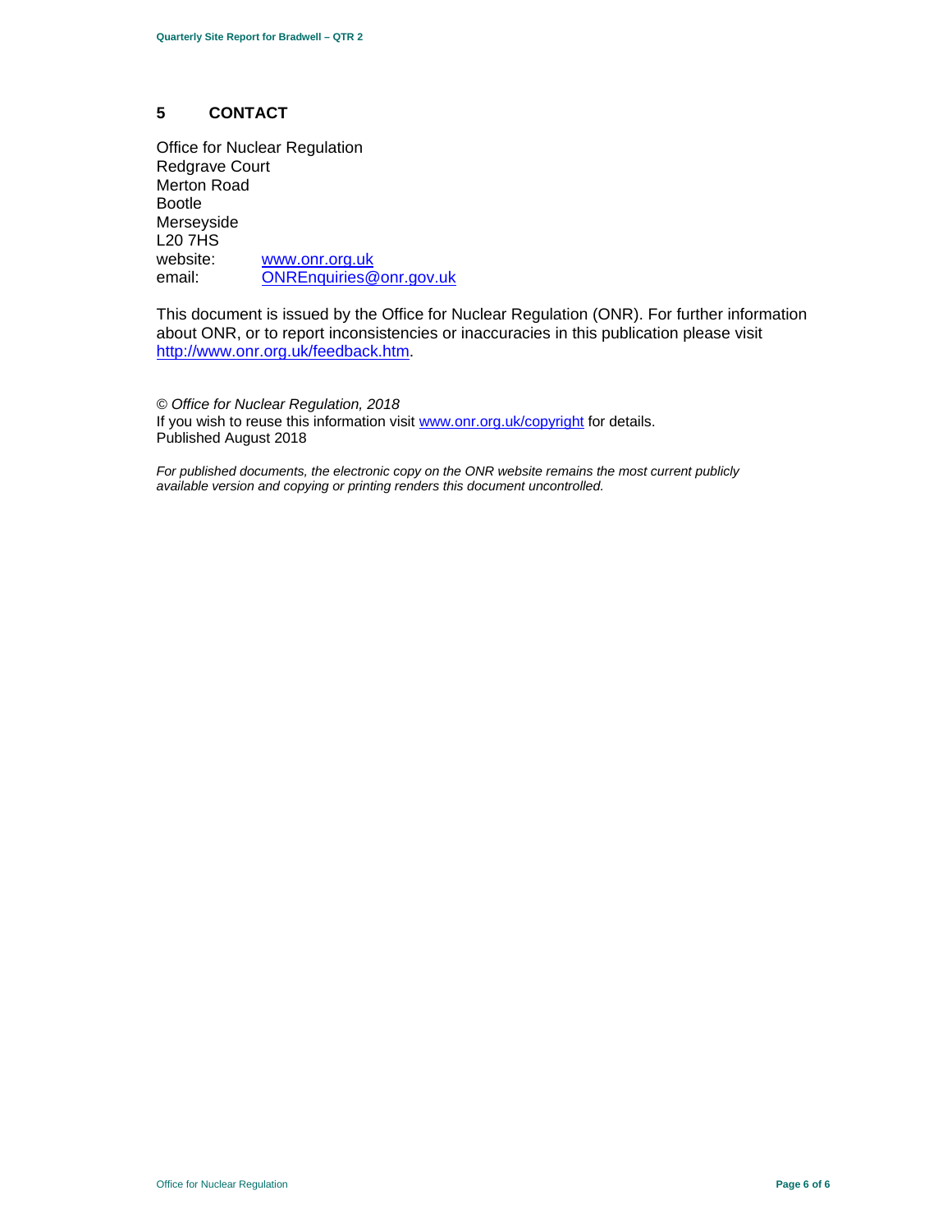## 5 CONTACT

Office for Nuclear Regulation
Redgrave Court
Merton Road
Bootle
Merseyside
L20 7HS
website: www.onr.org.uk
email: ONREnquiries@onr.gov.uk

This document is issued by the Office for Nuclear Regulation (ONR). For further information about ONR, or to report inconsistencies or inaccuracies in this publication please visit http://www.onr.org.uk/feedback.htm.

*© Office for Nuclear Regulation, 2018*
If you wish to reuse this information visit www.onr.org.uk/copyright for details.
Published August 2018

*For published documents, the electronic copy on the ONR website remains the most current publicly available version and copying or printing renders this document uncontrolled.*